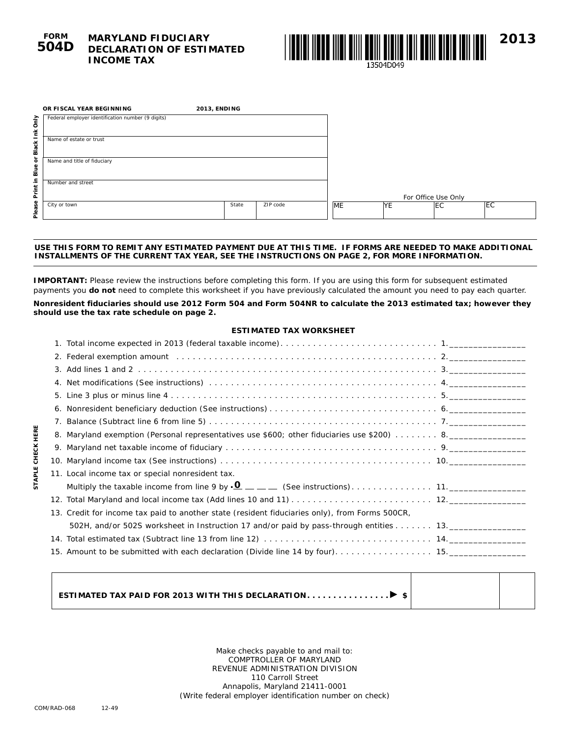**FORM 504D**

# MARYLAND FIDUCIARY DECLARATION OF ESTIMATED INCOME TAX

**2013**

13504D049

**OR FISCAL YEAR BEGINNING** _______ **2013, ENDING** _______

*Please Print in Blue or Black Ink Only*

| |
|---|
| Federal employer identification number (9 digits) |
| Name of estate or trust |
| Name and title of fiduciary |
| Number and street |

| City or town | State | ZIP code |
|---|---|---|
| | | |

For Office Use Only

| ME | YE | EC | EC |
|---|---|---|---|
| | | | |

**USE THIS FORM TO REMIT ANY ESTIMATED PAYMENT DUE AT THIS TIME. IF FORMS ARE NEEDED TO MAKE ADDITIONAL INSTALLMENTS OF THE CURRENT TAX YEAR, SEE THE INSTRUCTIONS ON PAGE 2, FOR MORE INFORMATION.**

**IMPORTANT:** Please review the instructions before completing this form. If you are using this form for subsequent estimated payments you **do not** need to complete this worksheet if you have previously calculated the amount you need to pay each quarter.

**Nonresident fiduciaries should use 2012 Form 504 and Form 504NR to calculate the 2013 estimated tax; however they should use the tax rate schedule on page 2.**

### ESTIMATED TAX WORKSHEET

1. Total income expected in 2013 (federal taxable income) . . . . . . . . . . 1. _______________
2. Federal exemption amount . . . . . . . . . . 2. _______________
3. Add lines 1 and 2 . . . . . . . . . . 3. _______________
4. Net modifications (See instructions) . . . . . . . . . . 4. _______________
5. Line 3 plus or minus line 4 . . . . . . . . . . 5. _______________
6. Nonresident beneficiary deduction (See instructions) . . . . . . . . . . 6. _______________
7. Balance (Subtract line 6 from line 5) . . . . . . . . . . 7. _______________
8. Maryland exemption (Personal representatives use $600; other fiduciaries use $200) . . . . . . . . 8. _______________
9. Maryland net taxable income of fiduciary . . . . . . . . . . 9. _______________
10. Maryland income tax (See instructions) . . . . . . . . . . 10. _______________
11. Local income tax or special nonresident tax. Multiply the taxable income from line 9 by .0 __ __ __ (See instructions) . . . . . . . . . . 11. _______________
12. Total Maryland and local income tax (Add lines 10 and 11) . . . . . . . . . . 12. _______________
13. Credit for income tax paid to another state (resident fiduciaries only), from Forms 500CR, 502H, and/or 502S worksheet in Instruction 17 and/or paid by pass-through entities . . . . . . . 13. _______________
14. Total estimated tax (Subtract line 13 from line 12) . . . . . . . . . . 14. _______________
15. Amount to be submitted with each declaration (Divide line 14 by four) . . . . . . . . . . 15. _______________

STAPLE CHECK HERE

| **ESTIMATED TAX PAID FOR 2013 WITH THIS DECLARATION . . . . . . . . . . . . . . . ▶ $** | | |
|---|---|---|

Make checks payable to and mail to:
COMPTROLLER OF MARYLAND
REVENUE ADMINISTRATION DIVISION
110 Carroll Street
Annapolis, Maryland 21411-0001
(Write federal employer identification number on check)

COM/RAD-068 12-49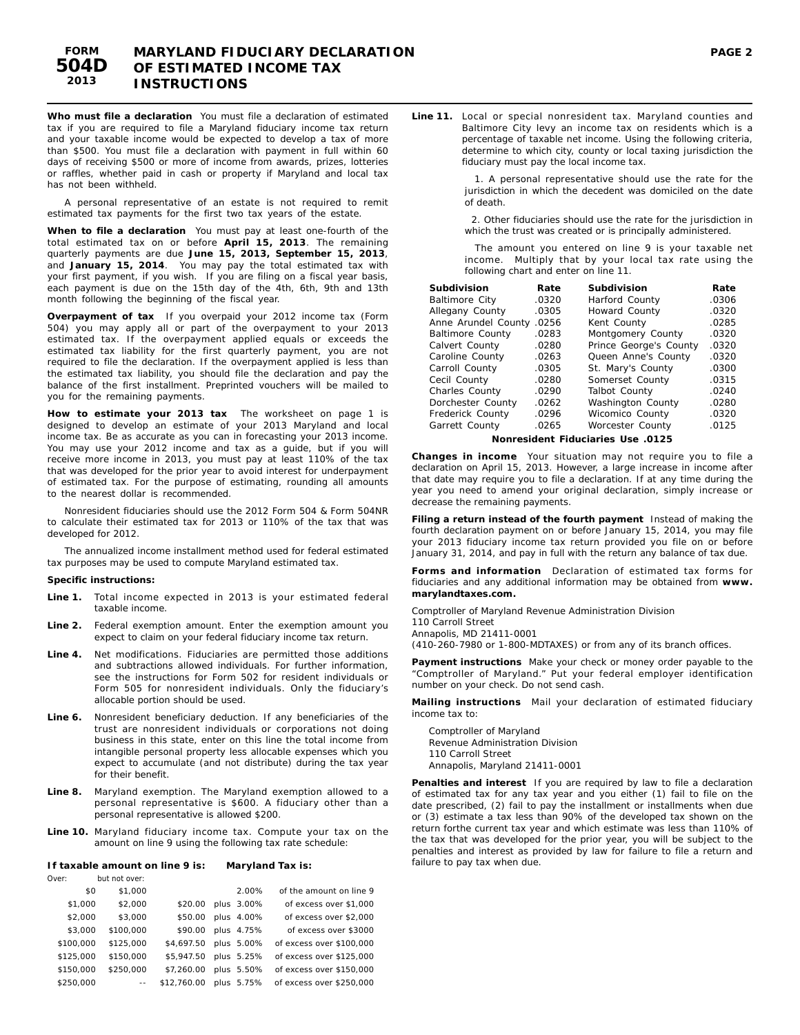# FORM 504D 2013 MARYLAND FIDUCIARY DECLARATION OF ESTIMATED INCOME TAX INSTRUCTIONS

**Who must file a declaration** You must file a declaration of estimated tax if you are required to file a Maryland fiduciary income tax return and your taxable income would be expected to develop a tax of more than $500. You must file a declaration with payment in full within 60 days of receiving $500 or more of income from awards, prizes, lotteries or raffles, whether paid in cash or property if Maryland and local tax has not been withheld.

A personal representative of an estate is not required to remit estimated tax payments for the first two tax years of the estate.

**When to file a declaration** You must pay at least one-fourth of the total estimated tax on or before **April 15, 2013**. The remaining quarterly payments are due **June 15, 2013, September 15, 2013**, and **January 15, 2014**. You may pay the total estimated tax with your first payment, if you wish. If you are filing on a fiscal year basis, each payment is due on the 15th day of the 4th, 6th, 9th and 13th month following the beginning of the fiscal year.

**Overpayment of tax** If you overpaid your 2012 income tax (Form 504) you may apply all or part of the overpayment to your 2013 estimated tax. If the overpayment applied equals or exceeds the estimated tax liability for the first quarterly payment, you are not required to file the declaration. If the overpayment applied is less than the estimated tax liability, you should file the declaration and pay the balance of the first installment. Preprinted vouchers will be mailed to you for the remaining payments.

**How to estimate your 2013 tax** The worksheet on page 1 is designed to develop an estimate of your 2013 Maryland and local income tax. Be as accurate as you can in forecasting your 2013 income. You may use your 2012 income and tax as a guide, but if you will receive more income in 2013, you must pay at least 110% of the tax that was developed for the prior year to avoid interest for underpayment of estimated tax. For the purpose of estimating, rounding all amounts to the nearest dollar is recommended.

Nonresident fiduciaries should use the 2012 Form 504 & Form 504NR to calculate their estimated tax for 2013 or 110% of the tax that was developed for 2012.

The annualized income installment method used for federal estimated tax purposes may be used to compute Maryland estimated tax.

**Specific instructions:**

**Line 1.** Total income expected in 2013 is your estimated federal taxable income.

**Line 2.** Federal exemption amount. Enter the exemption amount you expect to claim on your federal fiduciary income tax return.

**Line 4.** Net modifications. Fiduciaries are permitted those additions and subtractions allowed individuals. For further information, see the instructions for Form 502 for resident individuals or Form 505 for nonresident individuals. Only the fiduciary's allocable portion should be used.

**Line 6.** Nonresident beneficiary deduction. If any beneficiaries of the trust are nonresident individuals or corporations not doing business in this state, enter on this line the total income from intangible personal property less allocable expenses which you expect to accumulate (and not distribute) during the tax year for their benefit.

**Line 8.** Maryland exemption. The Maryland exemption allowed to a personal representative is $600. A fiduciary other than a personal representative is allowed $200.

**Line 10.** Maryland fiduciary income tax. Compute your tax on the amount on line 9 using the following tax rate schedule:

| If taxable amount on line 9 is: Over: | but not over: | Maryland Tax is: | | |
|---|---|---|---|---|
| $0 | $1,000 | | 2.00% | of the amount on line 9 |
| $1,000 | $2,000 | $20.00 | plus 3.00% | of excess over $1,000 |
| $2,000 | $3,000 | $50.00 | plus 4.00% | of excess over $2,000 |
| $3,000 | $100,000 | $90.00 | plus 4.75% | of excess over $3000 |
| $100,000 | $125,000 | $4,697.50 | plus 5.00% | of excess over $100,000 |
| $125,000 | $150,000 | $5,947.50 | plus 5.25% | of excess over $125,000 |
| $150,000 | $250,000 | $7,260.00 | plus 5.50% | of excess over $150,000 |
| $250,000 | -- | $12,760.00 | plus 5.75% | of excess over $250,000 |

**Line 11.** Local or special nonresident tax. Maryland counties and Baltimore City levy an income tax on residents which is a percentage of taxable net income. Using the following criteria, determine to which city, county or local taxing jurisdiction the fiduciary must pay the local income tax.

1. A personal representative should use the rate for the jurisdiction in which the decedent was domiciled on the date of death.

2. Other fiduciaries should use the rate for the jurisdiction in which the trust was created or is principally administered.

The amount you entered on line 9 is your taxable net income. Multiply that by your local tax rate using the following chart and enter on line 11.

| Subdivision | Rate | Subdivision | Rate |
|---|---|---|---|
| Baltimore City | .0320 | Harford County | .0306 |
| Allegany County | .0305 | Howard County | .0320 |
| Anne Arundel County | .0256 | Kent County | .0285 |
| Baltimore County | .0283 | Montgomery County | .0320 |
| Calvert County | .0280 | Prince George's County | .0320 |
| Caroline County | .0263 | Queen Anne's County | .0320 |
| Carroll County | .0305 | St. Mary's County | .0300 |
| Cecil County | .0280 | Somerset County | .0315 |
| Charles County | .0290 | Talbot County | .0240 |
| Dorchester County | .0262 | Washington County | .0280 |
| Frederick County | .0296 | Wicomico County | .0320 |
| Garrett County | .0265 | Worcester County | .0125 |

**Nonresident Fiduciaries Use .0125**

**Changes in income** Your situation may not require you to file a declaration on April 15, 2013. However, a large increase in income after that date may require you to file a declaration. If at any time during the year you need to amend your original declaration, simply increase or decrease the remaining payments.

**Filing a return instead of the fourth payment** Instead of making the fourth declaration payment on or before January 15, 2014, you may file your 2013 fiduciary income tax return provided you file on or before January 31, 2014, and pay in full with the return any balance of tax due.

**Forms and information** Declaration of estimated tax forms for fiduciaries and any additional information may be obtained from **www.marylandtaxes.com.**

Comptroller of Maryland Revenue Administration Division
110 Carroll Street
Annapolis, MD 21411-0001
(410-260-7980 or 1-800-MDTAXES) or from any of its branch offices.

**Payment instructions** Make your check or money order payable to the "Comptroller of Maryland." Put your federal employer identification number on your check. Do not send cash.

**Mailing instructions** Mail your declaration of estimated fiduciary income tax to:

Comptroller of Maryland
Revenue Administration Division
110 Carroll Street
Annapolis, Maryland 21411-0001

**Penalties and interest** If you are required by law to file a declaration of estimated tax for any tax year and you either (1) fail to file on the date prescribed, (2) fail to pay the installment or installments when due or (3) estimate a tax less than 90% of the developed tax shown on the return forthe current tax year and which estimate was less than 110% of the tax that was developed for the prior year, you will be subject to the penalties and interest as provided by law for failure to file a return and failure to pay tax when due.